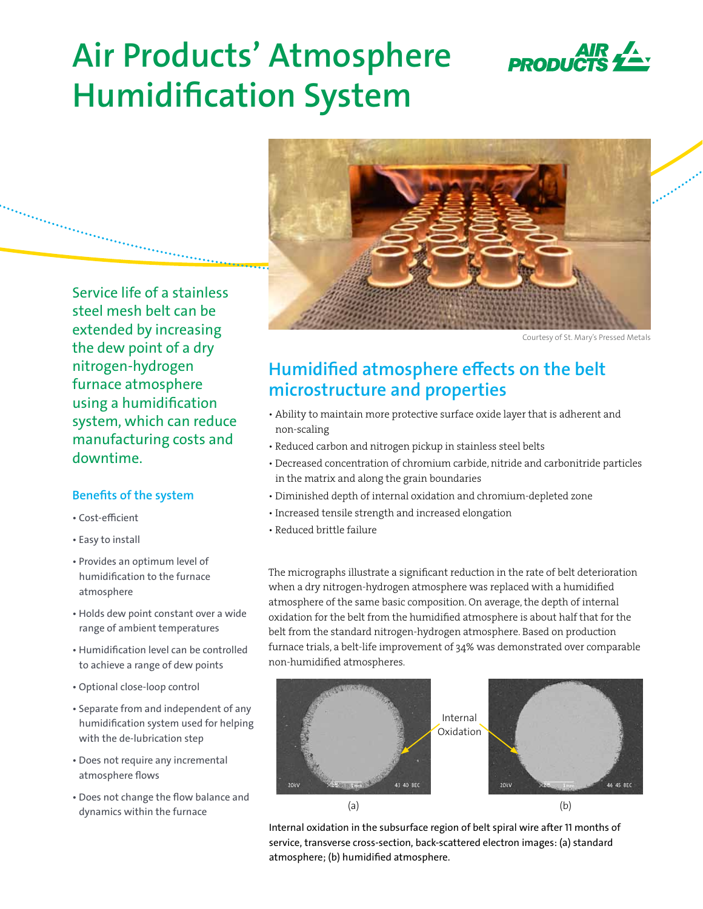# Air Products' Atmosphere Humidification System

Courtesy of St. Mary's Pressed Metals

Service life of a stainless steel mesh belt can be extended by increasing the dew point of a dry nitrogen-hydrogen furnace atmosphere using a humidification system, which can reduce manufacturing costs and downtime.

### Benefits of the system

- Cost-efficient
- Easy to install
- Provides an optimum level of humidification to the furnace atmosphere
- Holds dew point constant over a wide range of ambient temperatures
- Humidification level can be controlled to achieve a range of dew points
- Optional close-loop control
- Separate from and independent of any humidification system used for helping with the de-lubrication step
- Does not require any incremental atmosphere flows
- Does not change the flow balance and dynamics within the furnace

## Humidified atmosphere effects on the belt microstructure and properties

- Ability to maintain more protective surface oxide layer that is adherent and non-scaling
- Reduced carbon and nitrogen pickup in stainless steel belts
- Decreased concentration of chromium carbide, nitride and carbonitride particles in the matrix and along the grain boundaries
- Diminished depth of internal oxidation and chromium-depleted zone
- Increased tensile strength and increased elongation
- Reduced brittle failure

The micrographs illustrate a significant reduction in the rate of belt deterioration when a dry nitrogen-hydrogen atmosphere was replaced with a humidified atmosphere of the same basic composition. On average, the depth of internal oxidation for the belt from the humidified atmosphere is about half that for the belt from the standard nitrogen-hydrogen atmosphere. Based on production furnace trials, a belt-life improvement of 34% was demonstrated over comparable non-humidified atmospheres.

Internal Oxidation

(a) (b)

Internal oxidation in the subsurface region of belt spiral wire after 11 months of service, transverse cross-section, back-scattered electron images: (a) standard atmosphere; (b) humidified atmosphere.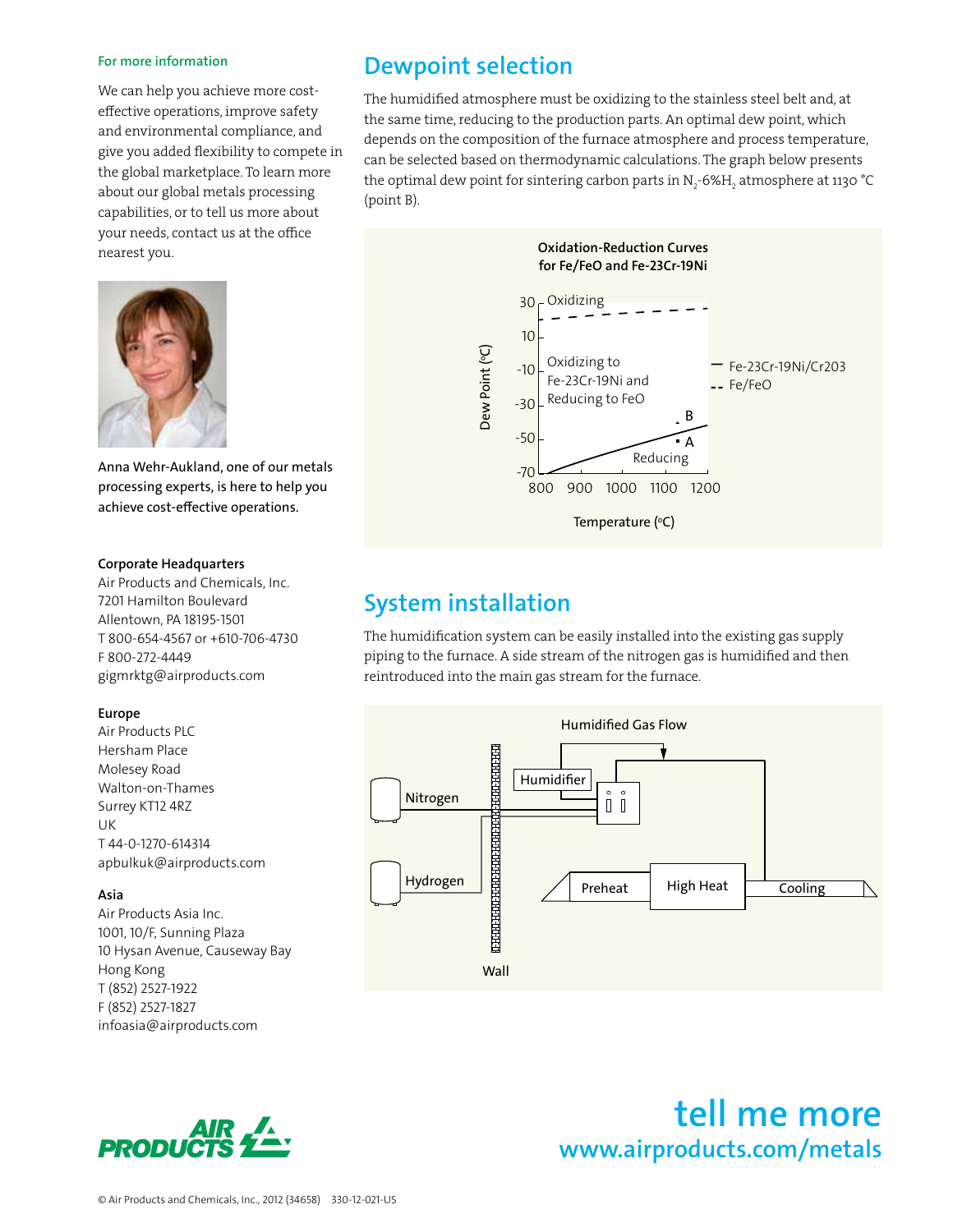## For more information

We can help you achieve more cost-effective operations, improve safety and environmental compliance, and give you added flexibility to compete in the global marketplace. To learn more about our global metals processing capabilities, or to tell us more about your needs, contact us at the office nearest you.

Anna Wehr-Aukland, one of our metals processing experts, is here to help you achieve cost-effective operations.

**Corporate Headquarters**
Air Products and Chemicals, Inc.
7201 Hamilton Boulevard
Allentown, PA 18195-1501
T 800-654-4567 or +610-706-4730
F 800-272-4449
gigmrktg@airproducts.com

**Europe**
Air Products PLC
Hersham Place
Molesey Road
Walton-on-Thames
Surrey KT12 4RZ
UK
T 44-0-1270-614314
apbulkuk@airproducts.com

**Asia**
Air Products Asia Inc.
1001, 10/F, Sunning Plaza
10 Hysan Avenue, Causeway Bay
Hong Kong
T (852) 2527-1922
F (852) 2527-1827
infoasia@airproducts.com

# Dewpoint selection

The humidified atmosphere must be oxidizing to the stainless steel belt and, at the same time, reducing to the production parts. An optimal dew point, which depends on the composition of the furnace atmosphere and process temperature, can be selected based on thermodynamic calculations. The graph below presents the optimal dew point for sintering carbon parts in $N_2$-6%$H_2$ atmosphere at 1130 °C (point B).

Oxidation-Reduction Curves
for Fe/FeO and Fe-23Cr-19Ni

Dew Point (°C)
30
10
-10
-30
-50
-70
Oxidizing
Oxidizing to
Fe-23Cr-19Ni and
Reducing to FeO
B
A
Reducing
800 900 1000 1100 1200
Temperature (°C)
Fe-23Cr-19Ni/Cr203
Fe/FeO

# System installation

The humidification system can be easily installed into the existing gas supply piping to the furnace. A side stream of the nitrogen gas is humidified and then reintroduced into the main gas stream for the furnace.

Humidified Gas Flow
Humidifier
Nitrogen
Hydrogen
Wall
Preheat
High Heat
Cooling

# tell me more
## www.airproducts.com/metals

© Air Products and Chemicals, Inc., 2012 (34658) 330-12-021-US